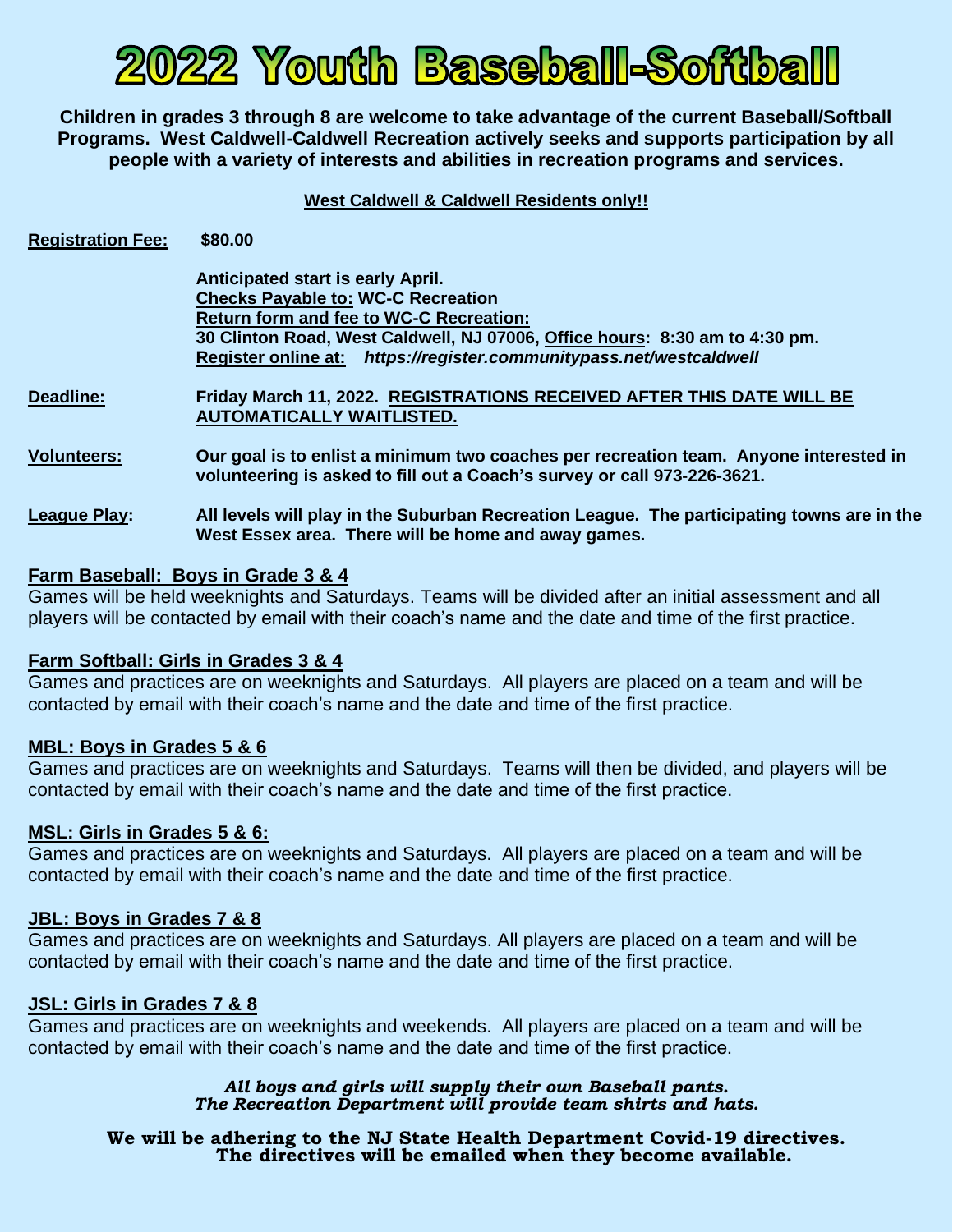# 2022 Youth Baseball-Softball

**Children in grades 3 through 8 are welcome to take advantage of the current Baseball/Softball Programs. West Caldwell-Caldwell Recreation actively seeks and supports participation by all people with a variety of interests and abilities in recreation programs and services.**

**West Caldwell & Caldwell Residents only!!**

**Registration Fee:** **$80.00**

**Anticipated start is early April.**
**Checks Payable to: WC-C Recreation**
**Return form and fee to WC-C Recreation:**
**30 Clinton Road, West Caldwell, NJ 07006, Office hours: 8:30 am to 4:30 pm.**
**Register online at:** ***https://register.communitypass.net/westcaldwell***

**Deadline:** **Friday March 11, 2022. REGISTRATIONS RECEIVED AFTER THIS DATE WILL BE AUTOMATICALLY WAITLISTED.**

**Volunteers:** **Our goal is to enlist a minimum two coaches per recreation team. Anyone interested in volunteering is asked to fill out a Coach's survey or call 973-226-3621.**

**League Play:** **All levels will play in the Suburban Recreation League. The participating towns are in the West Essex area. There will be home and away games.**

**Farm Baseball: Boys in Grade 3 & 4**

Games will be held weeknights and Saturdays. Teams will be divided after an initial assessment and all players will be contacted by email with their coach's name and the date and time of the first practice.

**Farm Softball: Girls in Grades 3 & 4**

Games and practices are on weeknights and Saturdays. All players are placed on a team and will be contacted by email with their coach's name and the date and time of the first practice.

**MBL: Boys in Grades 5 & 6**

Games and practices are on weeknights and Saturdays. Teams will then be divided, and players will be contacted by email with their coach's name and the date and time of the first practice.

**MSL: Girls in Grades 5 & 6:**

Games and practices are on weeknights and Saturdays. All players are placed on a team and will be contacted by email with their coach's name and the date and time of the first practice.

**JBL: Boys in Grades 7 & 8**

Games and practices are on weeknights and Saturdays. All players are placed on a team and will be contacted by email with their coach's name and the date and time of the first practice.

**JSL: Girls in Grades 7 & 8**

Games and practices are on weeknights and weekends. All players are placed on a team and will be contacted by email with their coach's name and the date and time of the first practice.

***All boys and girls will supply their own Baseball pants.***
***The Recreation Department will provide team shirts and hats.***

**We will be adhering to the NJ State Health Department Covid-19 directives. The directives will be emailed when they become available.**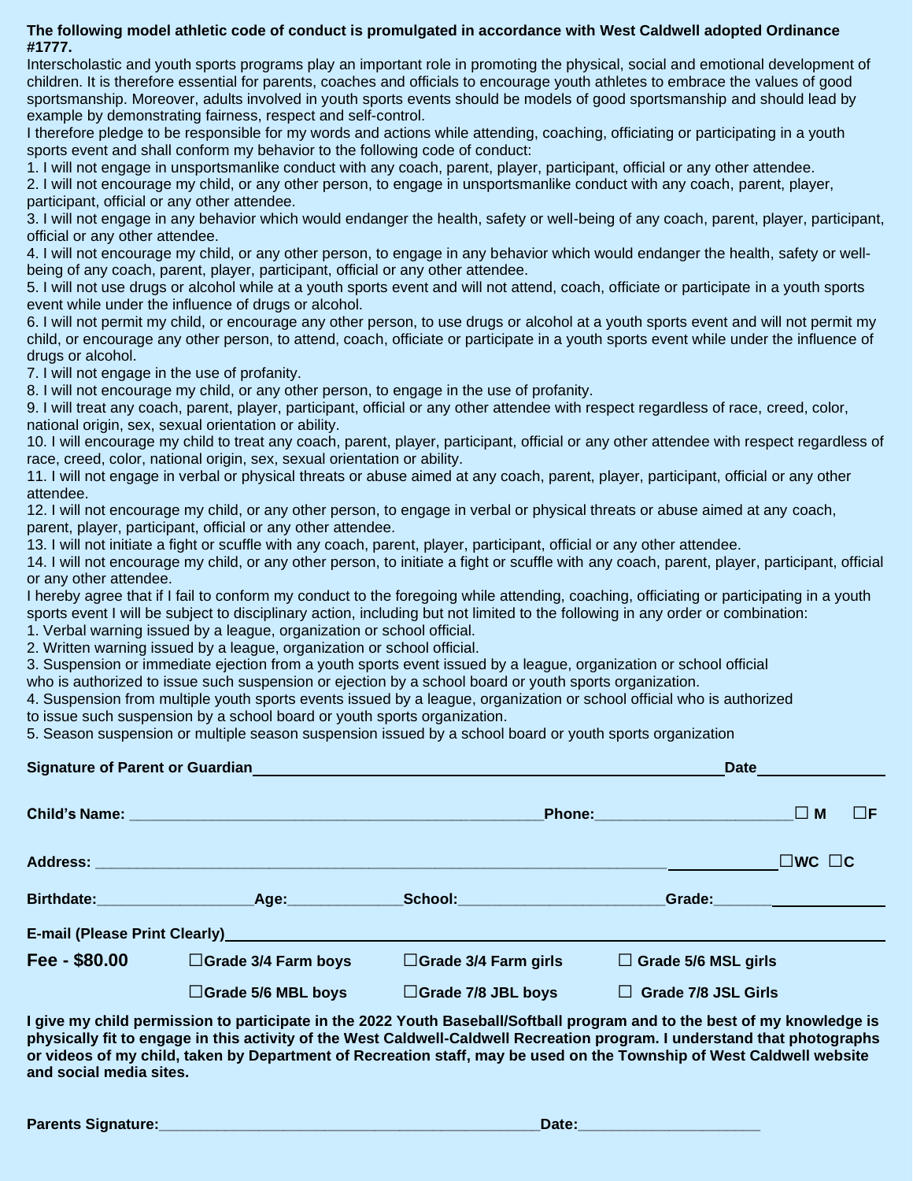**The following model athletic code of conduct is promulgated in accordance with West Caldwell adopted Ordinance #1777.**

Interscholastic and youth sports programs play an important role in promoting the physical, social and emotional development of children. It is therefore essential for parents, coaches and officials to encourage youth athletes to embrace the values of good sportsmanship. Moreover, adults involved in youth sports events should be models of good sportsmanship and should lead by example by demonstrating fairness, respect and self-control.

I therefore pledge to be responsible for my words and actions while attending, coaching, officiating or participating in a youth sports event and shall conform my behavior to the following code of conduct:

1. I will not engage in unsportsmanlike conduct with any coach, parent, player, participant, official or any other attendee.
2. I will not encourage my child, or any other person, to engage in unsportsmanlike conduct with any coach, parent, player, participant, official or any other attendee.
3. I will not engage in any behavior which would endanger the health, safety or well-being of any coach, parent, player, participant, official or any other attendee.
4. I will not encourage my child, or any other person, to engage in any behavior which would endanger the health, safety or well-being of any coach, parent, player, participant, official or any other attendee.
5. I will not use drugs or alcohol while at a youth sports event and will not attend, coach, officiate or participate in a youth sports event while under the influence of drugs or alcohol.
6. I will not permit my child, or encourage any other person, to use drugs or alcohol at a youth sports event and will not permit my child, or encourage any other person, to attend, coach, officiate or participate in a youth sports event while under the influence of drugs or alcohol.
7. I will not engage in the use of profanity.
8. I will not encourage my child, or any other person, to engage in the use of profanity.
9. I will treat any coach, parent, player, participant, official or any other attendee with respect regardless of race, creed, color, national origin, sex, sexual orientation or ability.
10. I will encourage my child to treat any coach, parent, player, participant, official or any other attendee with respect regardless of race, creed, color, national origin, sex, sexual orientation or ability.
11. I will not engage in verbal or physical threats or abuse aimed at any coach, parent, player, participant, official or any other attendee.
12. I will not encourage my child, or any other person, to engage in verbal or physical threats or abuse aimed at any coach, parent, player, participant, official or any other attendee.
13. I will not initiate a fight or scuffle with any coach, parent, player, participant, official or any other attendee.
14. I will not encourage my child, or any other person, to initiate a fight or scuffle with any coach, parent, player, participant, official or any other attendee.

I hereby agree that if I fail to conform my conduct to the foregoing while attending, coaching, officiating or participating in a youth sports event I will be subject to disciplinary action, including but not limited to the following in any order or combination:

1. Verbal warning issued by a league, organization or school official.
2. Written warning issued by a league, organization or school official.
3. Suspension or immediate ejection from a youth sports event issued by a league, organization or school official who is authorized to issue such suspension or ejection by a school board or youth sports organization.
4. Suspension from multiple youth sports events issued by a league, organization or school official who is authorized to issue such suspension by a school board or youth sports organization.
5. Season suspension or multiple season suspension issued by a school board or youth sports organization

**Signature of Parent or Guardian**\_\_\_\_\_\_\_\_\_\_\_\_\_\_\_\_\_\_\_\_\_\_\_\_\_\_\_\_\_\_\_\_\_\_\_\_\_\_\_\_ **Date**\_\_\_\_\_\_\_\_\_\_\_\_

**Child's Name:** \_\_\_\_\_\_\_\_\_\_\_\_\_\_\_\_\_\_\_\_\_\_\_\_\_\_\_\_\_\_\_\_\_\_\_\_\_\_ **Phone:**\_\_\_\_\_\_\_\_\_\_\_\_\_\_\_\_\_\_\_\_ ☐ **M** ☐**F**

**Address:** \_\_\_\_\_\_\_\_\_\_\_\_\_\_\_\_\_\_\_\_\_\_\_\_\_\_\_\_\_\_\_\_\_\_\_\_\_\_\_\_\_\_\_\_\_\_\_\_\_\_\_\_\_\_\_\_ ☐**WC** ☐**C**

**Birthdate:**\_\_\_\_\_\_\_\_\_\_\_\_\_\_\_ **Age:**\_\_\_\_\_\_\_\_\_\_\_ **School:**\_\_\_\_\_\_\_\_\_\_\_\_\_\_\_\_\_\_\_\_ **Grade:**\_\_\_\_\_\_\_\_\_\_\_\_\_\_

**E-mail (Please Print Clearly)**\_\_\_\_\_\_\_\_\_\_\_\_\_\_\_\_\_\_\_\_\_\_\_\_\_\_\_\_\_\_\_\_\_\_\_\_\_\_\_\_\_\_\_\_\_\_\_\_\_\_\_\_

| | | | |
|---|---|---|---|
| **Fee - $80.00** | ☐**Grade 3/4 Farm boys** | ☐**Grade 3/4 Farm girls** | ☐ **Grade 5/6 MSL girls** |
| | ☐**Grade 5/6 MBL boys** | ☐**Grade 7/8 JBL boys** | ☐ **Grade 7/8 JSL Girls** |

**I give my child permission to participate in the 2022 Youth Baseball/Softball program and to the best of my knowledge is physically fit to engage in this activity of the West Caldwell-Caldwell Recreation program. I understand that photographs or videos of my child, taken by Department of Recreation staff, may be used on the Township of West Caldwell website and social media sites.**

**Parents Signature:**\_\_\_\_\_\_\_\_\_\_\_\_\_\_\_\_\_\_\_\_\_\_\_\_\_\_\_\_\_\_\_\_\_\_\_\_\_\_ **Date:**\_\_\_\_\_\_\_\_\_\_\_\_\_\_\_\_\_\_\_\_